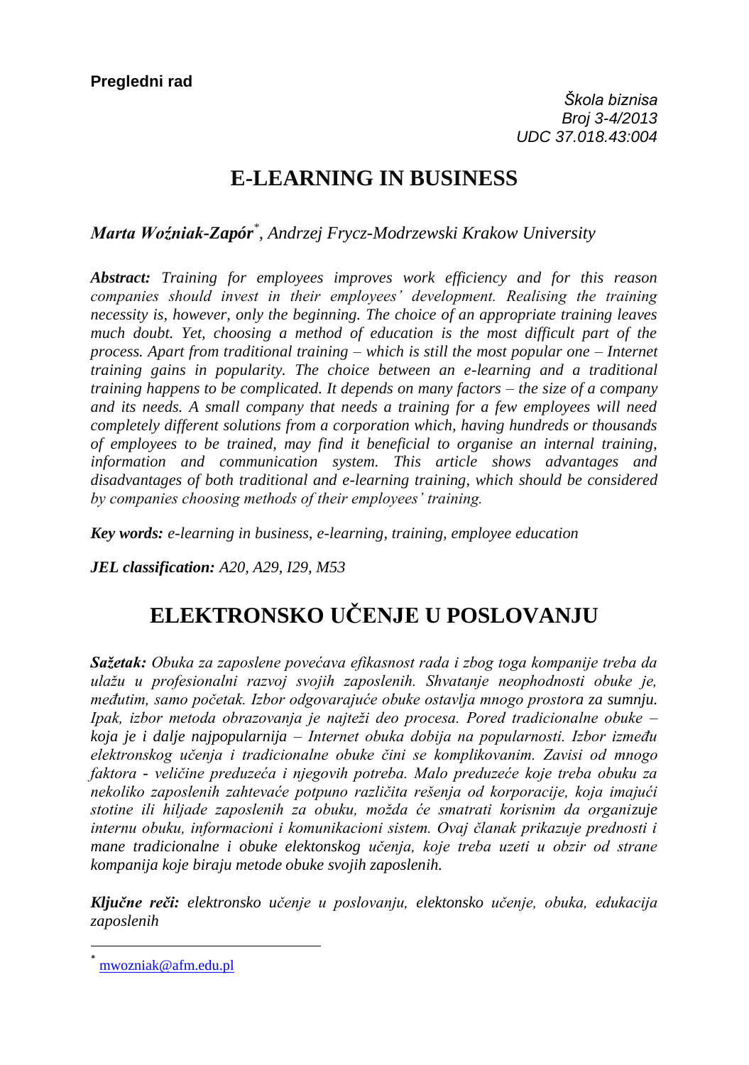**Pregledni rad**

*Škola biznisa*
*Broj 3-4/2013*
*UDC 37.018.43:004*

# E-LEARNING IN BUSINESS

***Marta Woźniak-Zapór****, Andrzej Frycz-Modrzewski Krakow University*

***Abstract:*** *Training for employees improves work efficiency and for this reason companies should invest in their employees' development. Realising the training necessity is, however, only the beginning. The choice of an appropriate training leaves much doubt. Yet, choosing a method of education is the most difficult part of the process. Apart from traditional training – which is still the most popular one – Internet training gains in popularity. The choice between an e-learning and a traditional training happens to be complicated. It depends on many factors – the size of a company and its needs. A small company that needs a training for a few employees will need completely different solutions from a corporation which, having hundreds or thousands of employees to be trained, may find it beneficial to organise an internal training, information and communication system. This article shows advantages and disadvantages of both traditional and e-learning training, which should be considered by companies choosing methods of their employees' training.*

***Key words:*** *e-learning in business, e-learning, training, employee education*

***JEL classification:*** *A20, A29, I29, M53*

# ELEKTRONSKO UČENJE U POSLOVANJU

***Sažetak:*** *Obuka za zaposlene povećava efikasnost rada i zbog toga kompanije treba da ulažu u profesionalni razvoj svojih zaposlenih. Shvatanje neophodnosti obuke je, međutim, samo početak. Izbor odgovarajuće obuke ostavlja mnogo prostora za sumnju. Ipak, izbor metoda obrazovanja je najteži deo procesa. Pored tradicionalne obuke – koja je i dalje najpopularnija – Internet obuka dobija na popularnosti. Izbor između elektronskog učenja i tradicionalne obuke čini se komplikovanim. Zavisi od mnogo faktora - veličine preduzeća i njegovih potreba. Malo preduzeće koje treba obuku za nekoliko zaposlenih zahtevaće potpuno različita rešenja od korporacije, koja imajući stotine ili hiljade zaposlenih za obuku, možda će smatrati korisnim da organizuje internu obuku, informacioni i komunikacioni sistem. Ovaj članak prikazuje prednosti i mane tradicionalne i obuke elektonskog učenja, koje treba uzeti u obzir od strane kompanija koje biraju metode obuke svojih zaposlenih.*

***Ključne reči:*** *elektronsko učenje u poslovanju, elektonsko učenje, obuka, edukacija zaposlenih*

---

* mwozniak@afm.edu.pl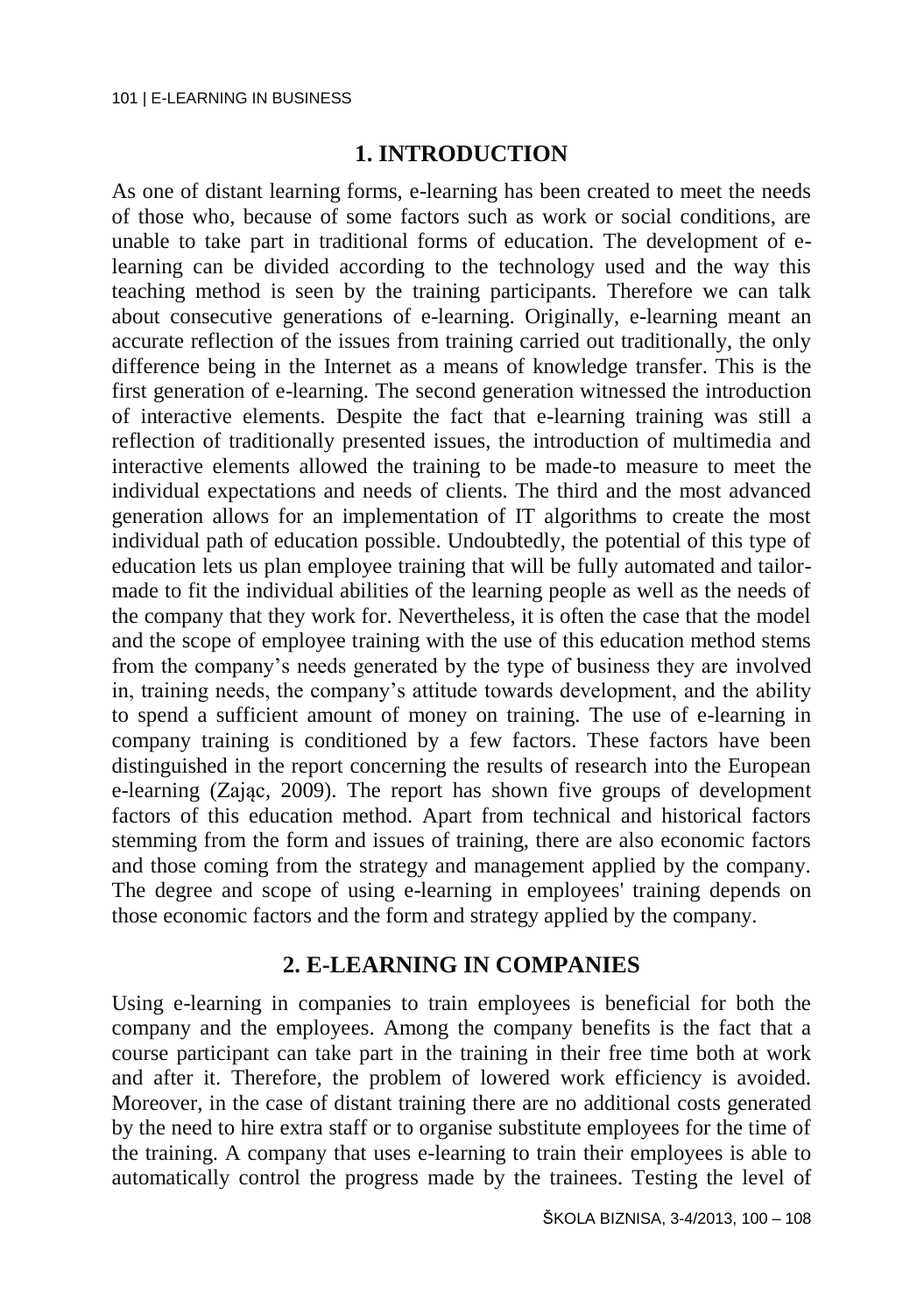## 1. INTRODUCTION

As one of distant learning forms, e-learning has been created to meet the needs of those who, because of some factors such as work or social conditions, are unable to take part in traditional forms of education. The development of e-learning can be divided according to the technology used and the way this teaching method is seen by the training participants. Therefore we can talk about consecutive generations of e-learning. Originally, e-learning meant an accurate reflection of the issues from training carried out traditionally, the only difference being in the Internet as a means of knowledge transfer. This is the first generation of e-learning. The second generation witnessed the introduction of interactive elements. Despite the fact that e-learning training was still a reflection of traditionally presented issues, the introduction of multimedia and interactive elements allowed the training to be made-to measure to meet the individual expectations and needs of clients. The third and the most advanced generation allows for an implementation of IT algorithms to create the most individual path of education possible. Undoubtedly, the potential of this type of education lets us plan employee training that will be fully automated and tailor-made to fit the individual abilities of the learning people as well as the needs of the company that they work for. Nevertheless, it is often the case that the model and the scope of employee training with the use of this education method stems from the company's needs generated by the type of business they are involved in, training needs, the company's attitude towards development, and the ability to spend a sufficient amount of money on training. The use of e-learning in company training is conditioned by a few factors. These factors have been distinguished in the report concerning the results of research into the European e-learning (Zając, 2009). The report has shown five groups of development factors of this education method. Apart from technical and historical factors stemming from the form and issues of training, there are also economic factors and those coming from the strategy and management applied by the company. The degree and scope of using e-learning in employees' training depends on those economic factors and the form and strategy applied by the company.

## 2. E-LEARNING IN COMPANIES

Using e-learning in companies to train employees is beneficial for both the company and the employees. Among the company benefits is the fact that a course participant can take part in the training in their free time both at work and after it. Therefore, the problem of lowered work efficiency is avoided. Moreover, in the case of distant training there are no additional costs generated by the need to hire extra staff or to organise substitute employees for the time of the training. A company that uses e-learning to train their employees is able to automatically control the progress made by the trainees. Testing the level of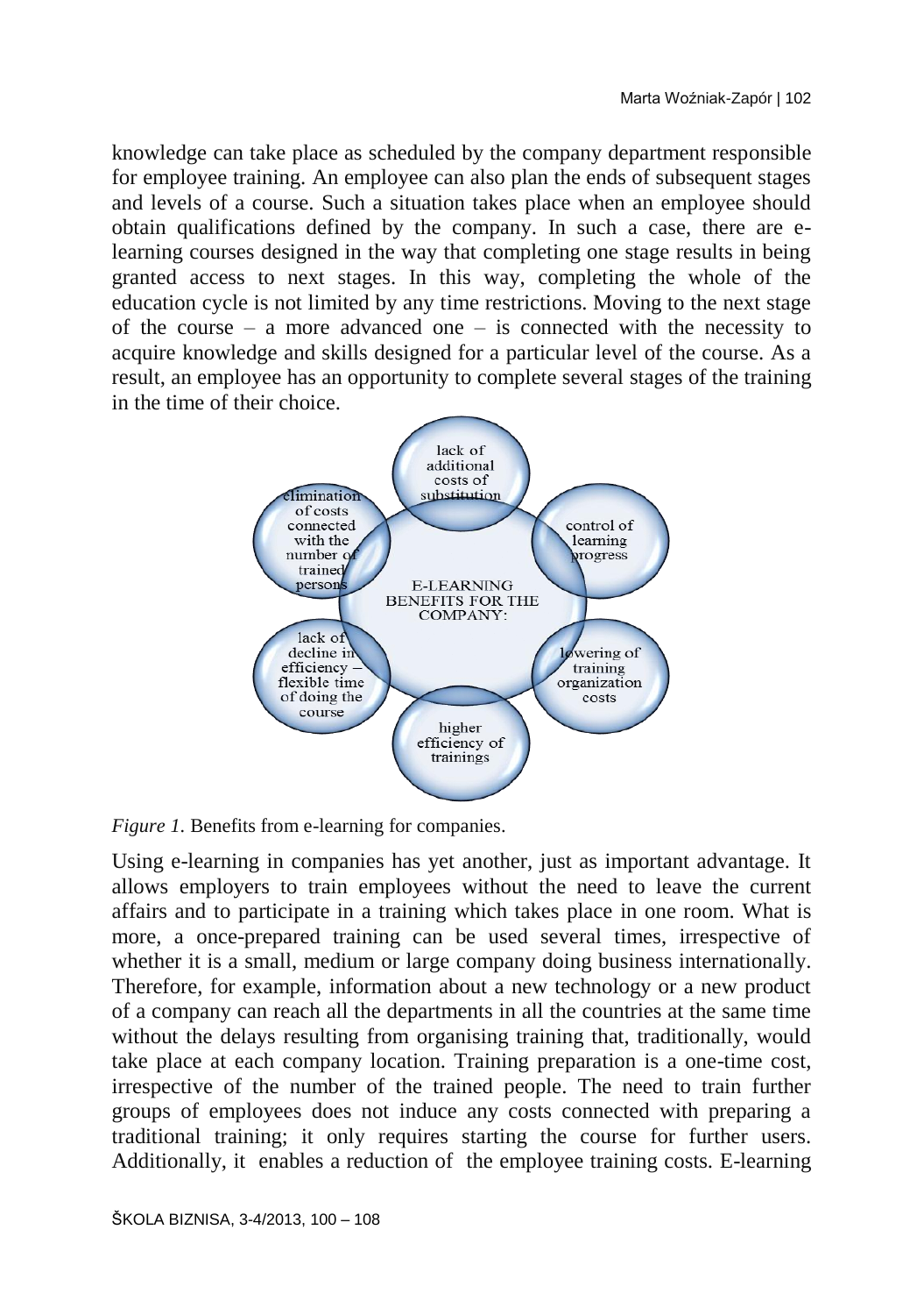knowledge can take place as scheduled by the company department responsible for employee training. An employee can also plan the ends of subsequent stages and levels of a course. Such a situation takes place when an employee should obtain qualifications defined by the company. In such a case, there are e-learning courses designed in the way that completing one stage results in being granted access to next stages. In this way, completing the whole of the education cycle is not limited by any time restrictions. Moving to the next stage of the course – a more advanced one – is connected with the necessity to acquire knowledge and skills designed for a particular level of the course. As a result, an employee has an opportunity to complete several stages of the training in the time of their choice.

*Figure 1.* Benefits from e-learning for companies.

Using e-learning in companies has yet another, just as important advantage. It allows employers to train employees without the need to leave the current affairs and to participate in a training which takes place in one room. What is more, a once-prepared training can be used several times, irrespective of whether it is a small, medium or large company doing business internationally. Therefore, for example, information about a new technology or a new product of a company can reach all the departments in all the countries at the same time without the delays resulting from organising training that, traditionally, would take place at each company location. Training preparation is a one-time cost, irrespective of the number of the trained people. The need to train further groups of employees does not induce any costs connected with preparing a traditional training; it only requires starting the course for further users. Additionally, it enables a reduction of the employee training costs. E-learning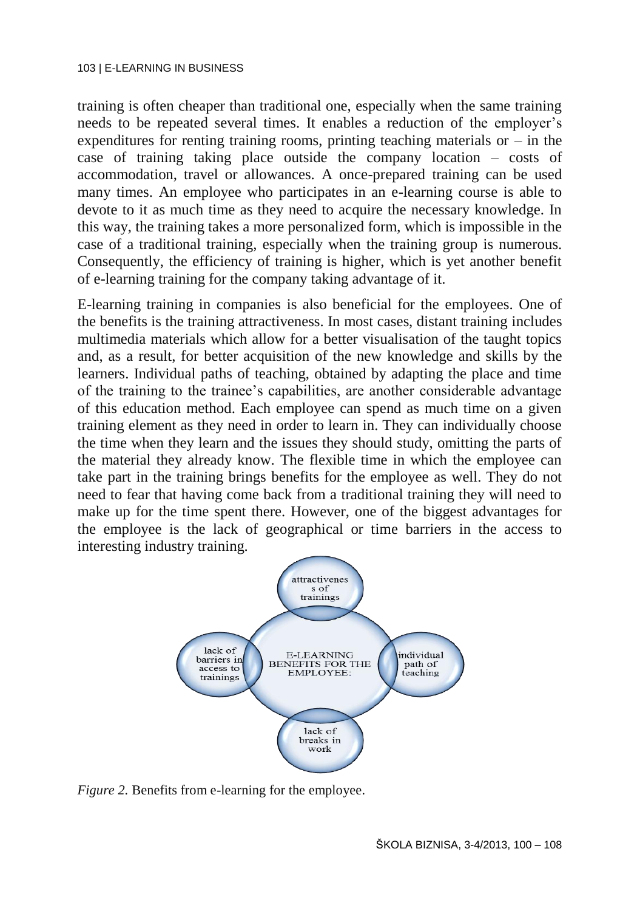training is often cheaper than traditional one, especially when the same training needs to be repeated several times. It enables a reduction of the employer's expenditures for renting training rooms, printing teaching materials or – in the case of training taking place outside the company location – costs of accommodation, travel or allowances. A once-prepared training can be used many times. An employee who participates in an e-learning course is able to devote to it as much time as they need to acquire the necessary knowledge. In this way, the training takes a more personalized form, which is impossible in the case of a traditional training, especially when the training group is numerous. Consequently, the efficiency of training is higher, which is yet another benefit of e-learning training for the company taking advantage of it.

E-learning training in companies is also beneficial for the employees. One of the benefits is the training attractiveness. In most cases, distant training includes multimedia materials which allow for a better visualisation of the taught topics and, as a result, for better acquisition of the new knowledge and skills by the learners. Individual paths of teaching, obtained by adapting the place and time of the training to the trainee's capabilities, are another considerable advantage of this education method. Each employee can spend as much time on a given training element as they need in order to learn in. They can individually choose the time when they learn and the issues they should study, omitting the parts of the material they already know. The flexible time in which the employee can take part in the training brings benefits for the employee as well. They do not need to fear that having come back from a traditional training they will need to make up for the time spent there. However, one of the biggest advantages for the employee is the lack of geographical or time barriers in the access to interesting industry training.

E-LEARNING BENEFITS FOR THE EMPLOYEE:

- attractivenes s of trainings
- individual path of teaching
- lack of breaks in work
- lack of barriers in access to trainings

*Figure 2.* Benefits from e-learning for the employee.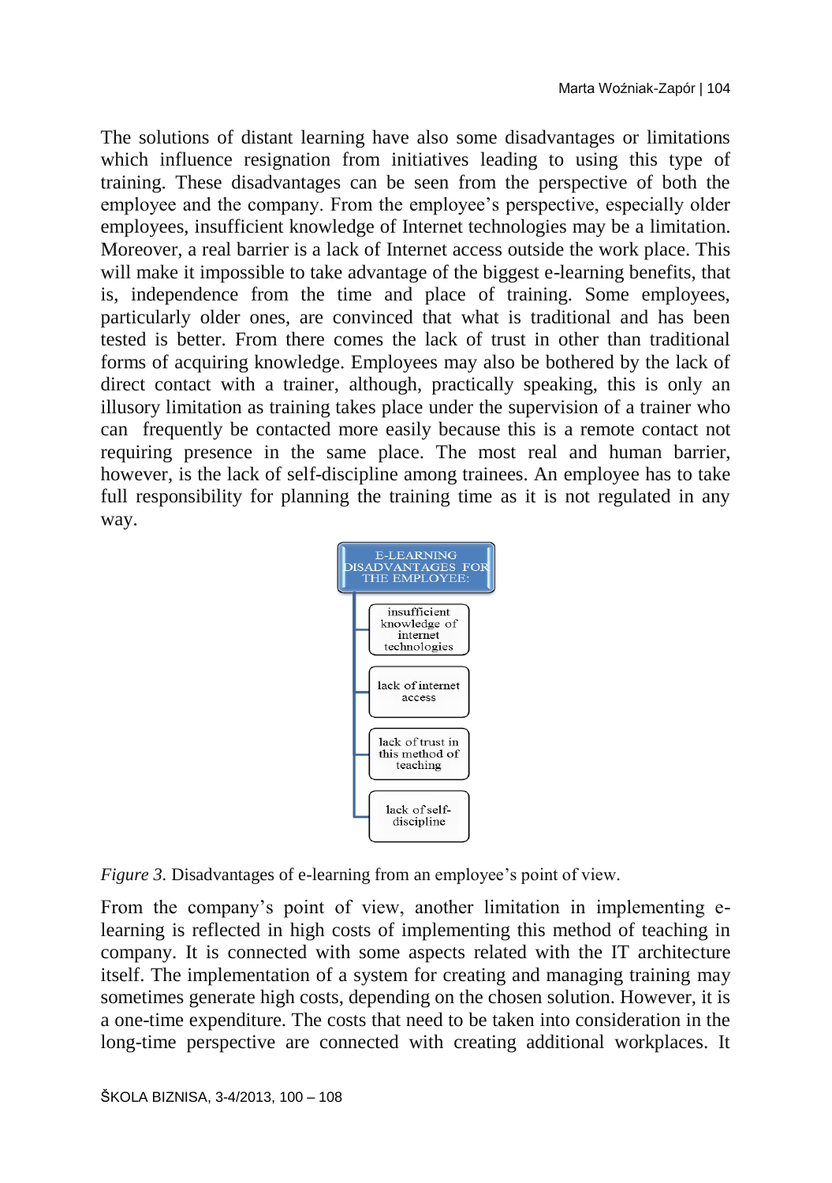The solutions of distant learning have also some disadvantages or limitations which influence resignation from initiatives leading to using this type of training. These disadvantages can be seen from the perspective of both the employee and the company. From the employee's perspective, especially older employees, insufficient knowledge of Internet technologies may be a limitation. Moreover, a real barrier is a lack of Internet access outside the work place. This will make it impossible to take advantage of the biggest e-learning benefits, that is, independence from the time and place of training. Some employees, particularly older ones, are convinced that what is traditional and has been tested is better. From there comes the lack of trust in other than traditional forms of acquiring knowledge. Employees may also be bothered by the lack of direct contact with a trainer, although, practically speaking, this is only an illusory limitation as training takes place under the supervision of a trainer who can frequently be contacted more easily because this is a remote contact not requiring presence in the same place. The most real and human barrier, however, is the lack of self-discipline among trainees. An employee has to take full responsibility for planning the training time as it is not regulated in any way.

E-LEARNING DISADVANTAGES FOR THE EMPLOYEE:

- insufficient knowledge of internet technologies
- lack of internet access
- lack of trust in this method of teaching
- lack of self-discipline

*Figure 3.* Disadvantages of e-learning from an employee's point of view.

From the company's point of view, another limitation in implementing e-learning is reflected in high costs of implementing this method of teaching in company. It is connected with some aspects related with the IT architecture itself. The implementation of a system for creating and managing training may sometimes generate high costs, depending on the chosen solution. However, it is a one-time expenditure. The costs that need to be taken into consideration in the long-time perspective are connected with creating additional workplaces. It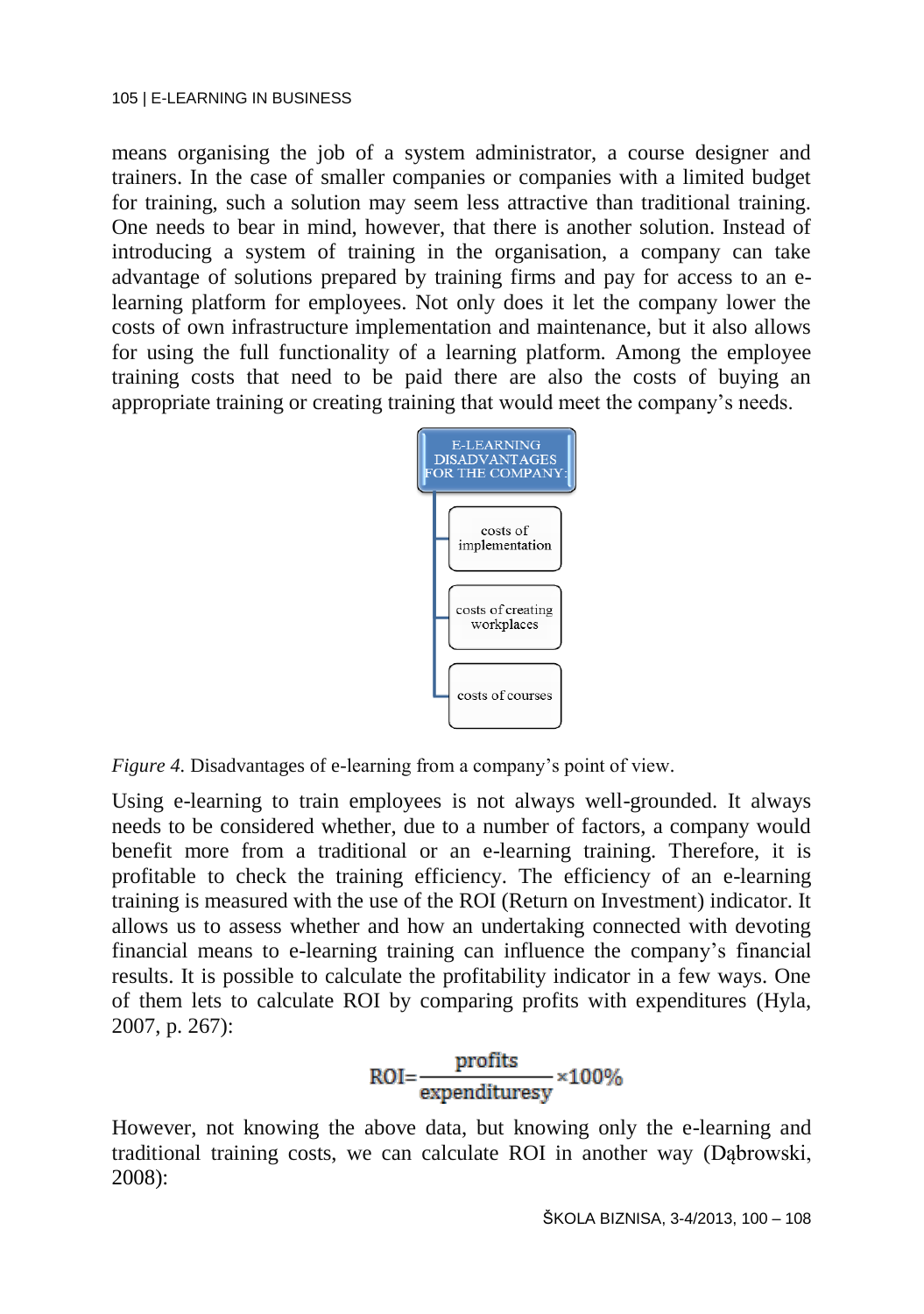means organising the job of a system administrator, a course designer and trainers. In the case of smaller companies or companies with a limited budget for training, such a solution may seem less attractive than traditional training. One needs to bear in mind, however, that there is another solution. Instead of introducing a system of training in the organisation, a company can take advantage of solutions prepared by training firms and pay for access to an e-learning platform for employees. Not only does it let the company lower the costs of own infrastructure implementation and maintenance, but it also allows for using the full functionality of a learning platform. Among the employee training costs that need to be paid there are also the costs of buying an appropriate training or creating training that would meet the company's needs.

E-LEARNING DISADVANTAGES FOR THE COMPANY:

- costs of implementation
- costs of creating workplaces
- costs of courses

*Figure 4.* Disadvantages of e-learning from a company's point of view.

Using e-learning to train employees is not always well-grounded. It always needs to be considered whether, due to a number of factors, a company would benefit more from a traditional or an e-learning training. Therefore, it is profitable to check the training efficiency. The efficiency of an e-learning training is measured with the use of the ROI (Return on Investment) indicator. It allows us to assess whether and how an undertaking connected with devoting financial means to e-learning training can influence the company's financial results. It is possible to calculate the profitability indicator in a few ways. One of them lets to calculate ROI by comparing profits with expenditures (Hyla, 2007, p. 267):

$$ROI = \frac{\text{profits}}{\text{expendituresy}} \times 100\%$$

However, not knowing the above data, but knowing only the e-learning and traditional training costs, we can calculate ROI in another way (Dąbrowski, 2008):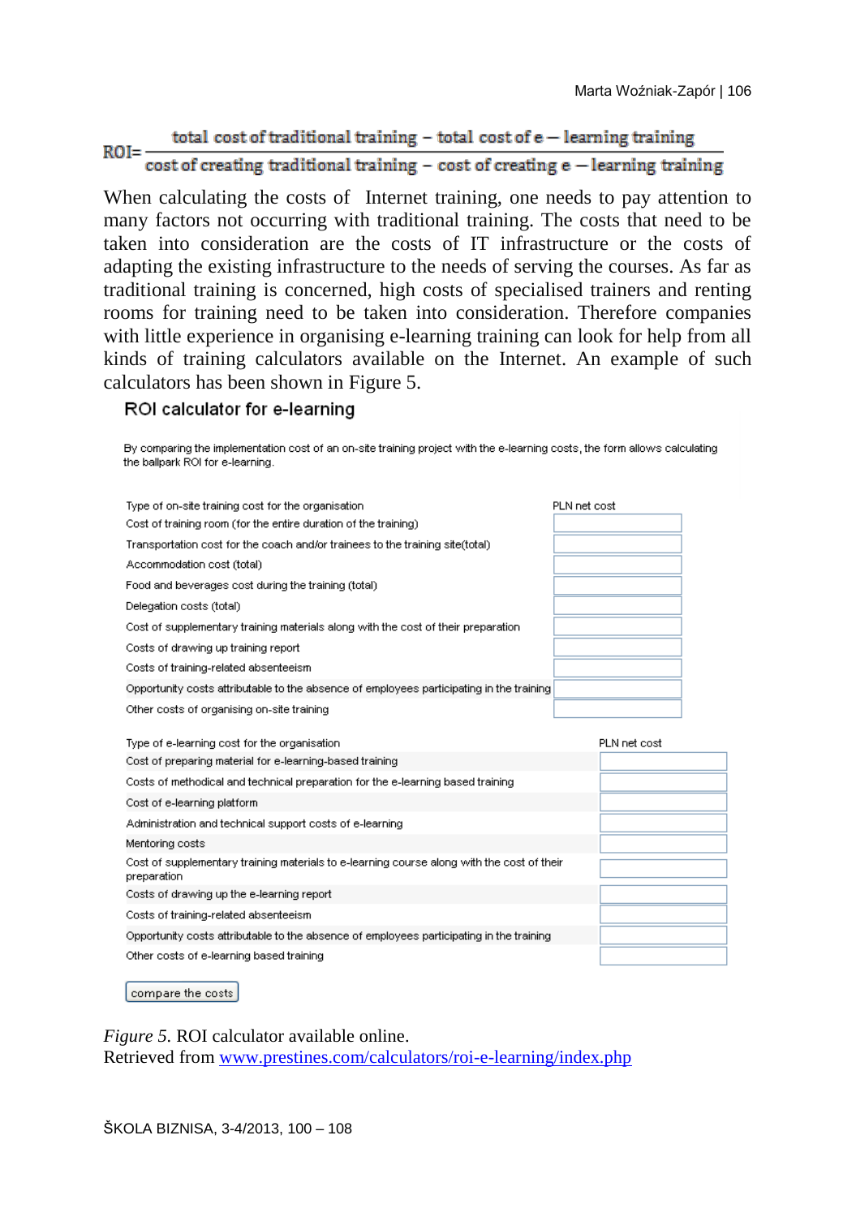$$ROI = \frac{\text{total cost of traditional training} - \text{total cost of e-learning training}}{\text{cost of creating traditional training} - \text{cost of creating e-learning training}}$$

When calculating the costs of Internet training, one needs to pay attention to many factors not occurring with traditional training. The costs that need to be taken into consideration are the costs of IT infrastructure or the costs of adapting the existing infrastructure to the needs of serving the courses. As far as traditional training is concerned, high costs of specialised trainers and renting rooms for training need to be taken into consideration. Therefore companies with little experience in organising e-learning training can look for help from all kinds of training calculators available on the Internet. An example of such calculators has been shown in Figure 5.

**ROI calculator for e-learning**

By comparing the implementation cost of an on-site training project with the e-learning costs, the form allows calculating the ballpark ROI for e-learning.

| Type of on-site training cost for the organisation | PLN net cost |
|---|---|
| Cost of training room (for the entire duration of the training) | |
| Transportation cost for the coach and/or trainees to the training site(total) | |
| Accommodation cost (total) | |
| Food and beverages cost during the training (total) | |
| Delegation costs (total) | |
| Cost of supplementary training materials along with the cost of their preparation | |
| Costs of drawing up training report | |
| Costs of training-related absenteeism | |
| Opportunity costs attributable to the absence of employees participating in the training | |
| Other costs of organising on-site training | |

| Type of e-learning cost for the organisation | PLN net cost |
|---|---|
| Cost of preparing material for e-learning-based training | |
| Costs of methodical and technical preparation for the e-learning based training | |
| Cost of e-learning platform | |
| Administration and technical support costs of e-learning | |
| Mentoring costs | |
| Cost of supplementary training materials to e-learning course along with the cost of their preparation | |
| Costs of drawing up the e-learning report | |
| Costs of training-related absenteeism | |
| Opportunity costs attributable to the absence of employees participating in the training | |
| Other costs of e-learning based training | |

compare the costs

*Figure 5.* ROI calculator available online.
Retrieved from www.prestines.com/calculators/roi-e-learning/index.php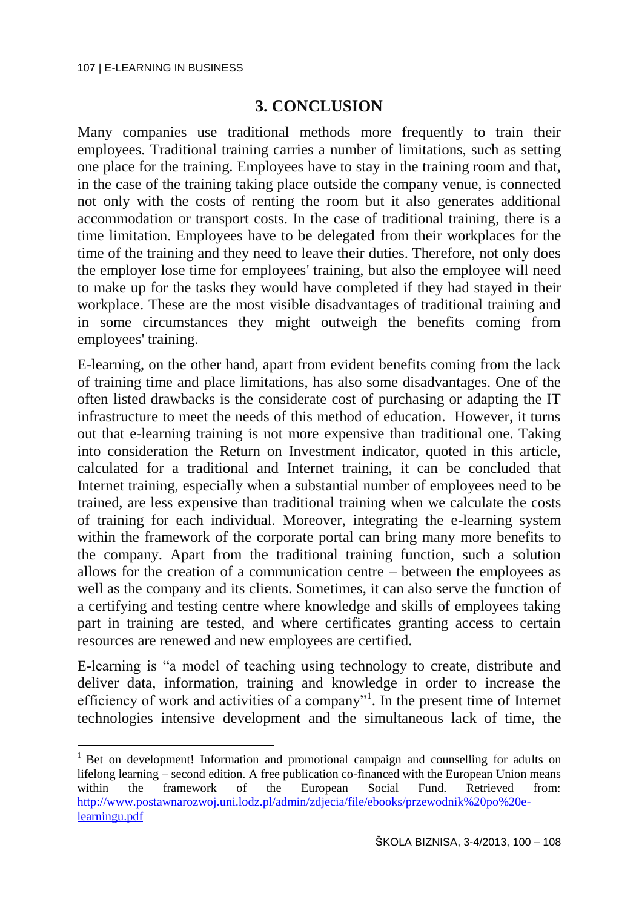## 3. CONCLUSION

Many companies use traditional methods more frequently to train their employees. Traditional training carries a number of limitations, such as setting one place for the training. Employees have to stay in the training room and that, in the case of the training taking place outside the company venue, is connected not only with the costs of renting the room but it also generates additional accommodation or transport costs. In the case of traditional training, there is a time limitation. Employees have to be delegated from their workplaces for the time of the training and they need to leave their duties. Therefore, not only does the employer lose time for employees' training, but also the employee will need to make up for the tasks they would have completed if they had stayed in their workplace. These are the most visible disadvantages of traditional training and in some circumstances they might outweigh the benefits coming from employees' training.

E-learning, on the other hand, apart from evident benefits coming from the lack of training time and place limitations, has also some disadvantages. One of the often listed drawbacks is the considerate cost of purchasing or adapting the IT infrastructure to meet the needs of this method of education. However, it turns out that e-learning training is not more expensive than traditional one. Taking into consideration the Return on Investment indicator, quoted in this article, calculated for a traditional and Internet training, it can be concluded that Internet training, especially when a substantial number of employees need to be trained, are less expensive than traditional training when we calculate the costs of training for each individual. Moreover, integrating the e-learning system within the framework of the corporate portal can bring many more benefits to the company. Apart from the traditional training function, such a solution allows for the creation of a communication centre – between the employees as well as the company and its clients. Sometimes, it can also serve the function of a certifying and testing centre where knowledge and skills of employees taking part in training are tested, and where certificates granting access to certain resources are renewed and new employees are certified.

E-learning is "a model of teaching using technology to create, distribute and deliver data, information, training and knowledge in order to increase the efficiency of work and activities of a company"[1]. In the present time of Internet technologies intensive development and the simultaneous lack of time, the

---

[1] Bet on development! Information and promotional campaign and counselling for adults on lifelong learning – second edition. A free publication co-financed with the European Union means within the framework of the European Social Fund. Retrieved from: http://www.postawnarozwoj.uni.lodz.pl/admin/zdjecia/file/ebooks/przewodnik%20po%20e-learningu.pdf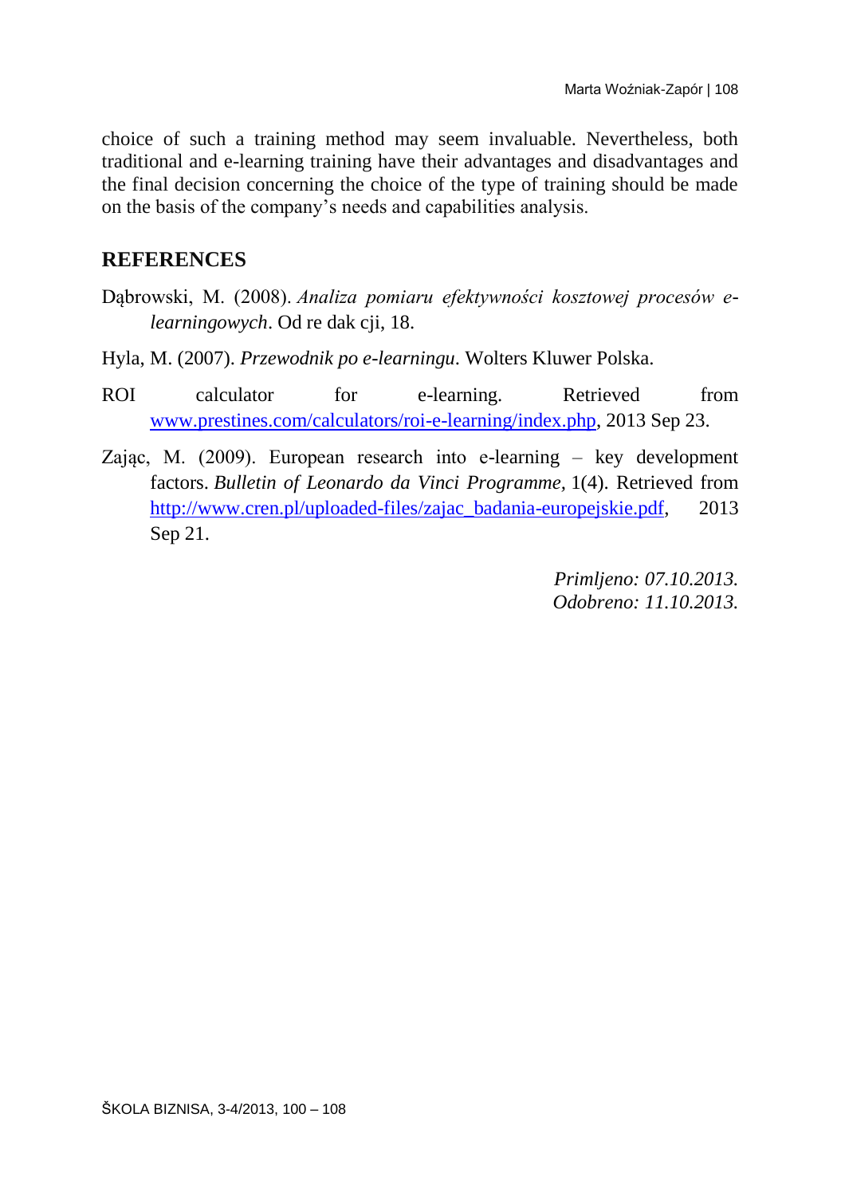choice of such a training method may seem invaluable. Nevertheless, both traditional and e-learning training have their advantages and disadvantages and the final decision concerning the choice of the type of training should be made on the basis of the company's needs and capabilities analysis.

## REFERENCES

Dąbrowski, M. (2008). *Analiza pomiaru efektywności kosztowej procesów e-learningowych*. Od re dak cji, 18.

Hyla, M. (2007). *Przewodnik po e-learningu*. Wolters Kluwer Polska.

ROI calculator for e-learning. Retrieved from www.prestines.com/calculators/roi-e-learning/index.php, 2013 Sep 23.

Zając, M. (2009). European research into e-learning – key development factors. *Bulletin of Leonardo da Vinci Programme*, 1(4). Retrieved from http://www.cren.pl/uploaded-files/zajac_badania-europejskie.pdf, 2013 Sep 21.

*Primljeno: 07.10.2013.*
*Odobreno: 11.10.2013.*